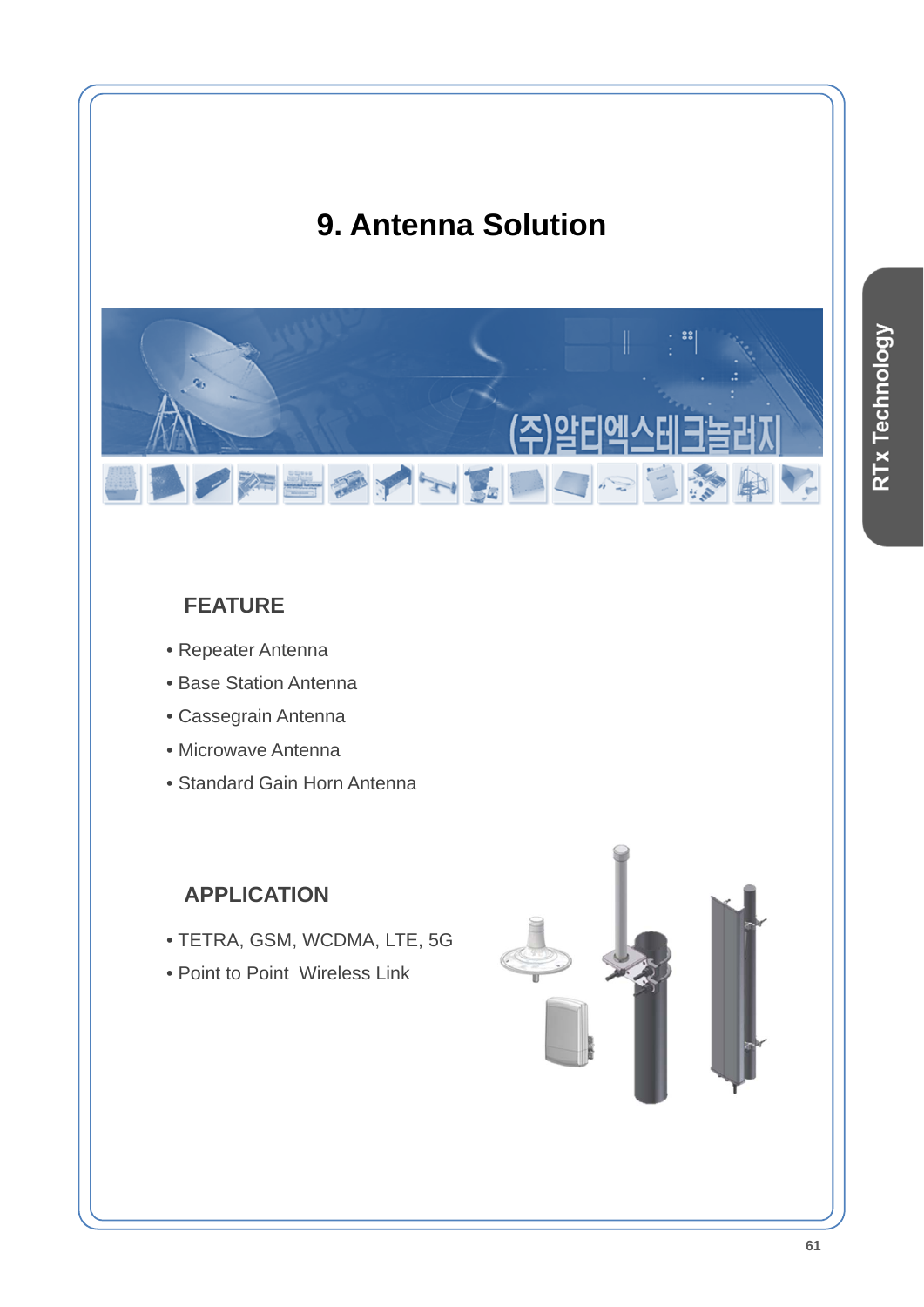# 9. Antenna Solution

## FEATURE

- Repeater Antenna
- Base Station Antenna
- Cassegrain Antenna
- Microwave Antenna
- Standard Gain Horn Antenna

## APPLICATION

- TETRA, GSM, WCDMA, LTE, 5G
- Point to Point  Wireless Link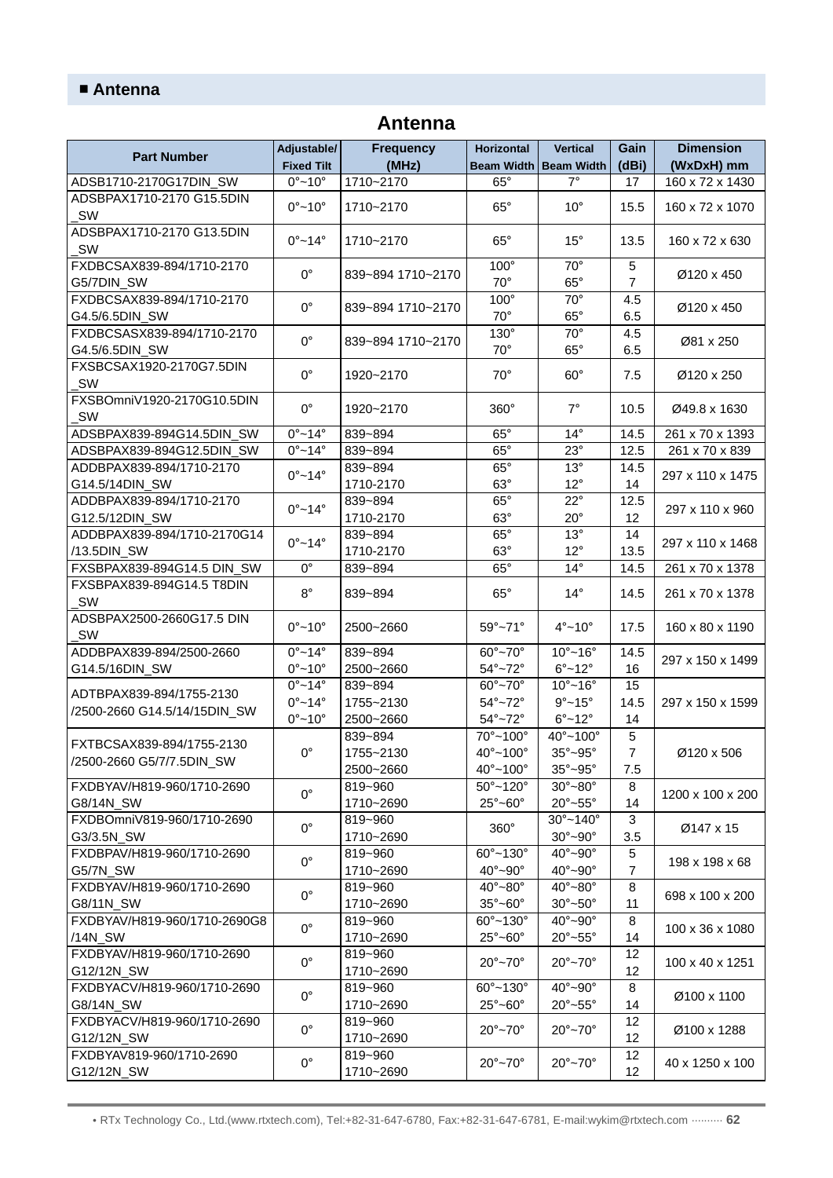## ■ Antenna

# Antenna

| Part Number | Adjustable/ Fixed Tilt | Frequency (MHz) | Horizontal Beam Width | Vertical Beam Width | Gain (dBi) | Dimension (WxDxH) mm |
|---|---|---|---|---|---|---|
| ADSB1710-2170G17DIN_SW | 0°~10° | 1710~2170 | 65° | 7° | 17 | 160 x 72 x 1430 |
| ADSBPAX1710-2170 G15.5DIN _SW | 0°~10° | 1710~2170 | 65° | 10° | 15.5 | 160 x 72 x 1070 |
| ADSBPAX1710-2170 G13.5DIN _SW | 0°~14° | 1710~2170 | 65° | 15° | 13.5 | 160 x 72 x 630 |
| FXDBCSAX839-894/1710-2170 G5/7DIN_SW | 0° | 839~894 1710~2170 | 100° 70° | 70° 65° | 5 7 | Ø120 x 450 |
| FXDBCSAX839-894/1710-2170 G4.5/6.5DIN_SW | 0° | 839~894 1710~2170 | 100° 70° | 70° 65° | 4.5 6.5 | Ø120 x 450 |
| FXDBCSASX839-894/1710-2170 G4.5/6.5DIN_SW | 0° | 839~894 1710~2170 | 130° 70° | 70° 65° | 4.5 6.5 | Ø81 x 250 |
| FXSBCSAX1920-2170G7.5DIN _SW | 0° | 1920~2170 | 70° | 60° | 7.5 | Ø120 x 250 |
| FXSBOmniV1920-2170G10.5DIN _SW | 0° | 1920~2170 | 360° | 7° | 10.5 | Ø49.8 x 1630 |
| ADSBPAX839-894G14.5DIN_SW | 0°~14° | 839~894 | 65° | 14° | 14.5 | 261 x 70 x 1393 |
| ADSBPAX839-894G12.5DIN_SW | 0°~14° | 839~894 | 65° | 23° | 12.5 | 261 x 70 x 839 |
| ADDBPAX839-894/1710-2170 G14.5/14DIN_SW | 0°~14° | 839~894 1710-2170 | 65° 63° | 13° 12° | 14.5 14 | 297 x 110 x 1475 |
| ADDBPAX839-894/1710-2170 G12.5/12DIN_SW | 0°~14° | 839~894 1710-2170 | 65° 63° | 22° 20° | 12.5 12 | 297 x 110 x 960 |
| ADDBPAX839-894/1710-2170G14 /13.5DIN_SW | 0°~14° | 839~894 1710-2170 | 65° 63° | 13° 12° | 14 13.5 | 297 x 110 x 1468 |
| FXSBPAX839-894G14.5 DIN_SW | 0° | 839~894 | 65° | 14° | 14.5 | 261 x 70 x 1378 |
| FXSBPAX839-894G14.5 T8DIN _SW | 8° | 839~894 | 65° | 14° | 14.5 | 261 x 70 x 1378 |
| ADSBPAX2500-2660G17.5 DIN _SW | 0°~10° | 2500~2660 | 59°~71° | 4°~10° | 17.5 | 160 x 80 x 1190 |
| ADDBPAX839-894/2500-2660 G14.5/16DIN_SW | 0°~14° 0°~10° | 839~894 2500~2660 | 60°~70° 54°~72° | 10°~16° 6°~12° | 14.5 16 | 297 x 150 x 1499 |
| ADTBPAX839-894/1755-2130 /2500-2660 G14.5/14/15DIN_SW | 0°~14° 0°~14° 0°~10° | 839~894 1755~2130 2500~2660 | 60°~70° 54°~72° 54°~72° | 10°~16° 9°~15° 6°~12° | 15 14.5 14 | 297 x 150 x 1599 |
| FXTBCSAX839-894/1755-2130 /2500-2660 G5/7/7.5DIN_SW | 0° | 839~894 1755~2130 2500~2660 | 70°~100° 40°~100° 40°~100° | 40°~100° 35°~95° 35°~95° | 5 7 7.5 | Ø120 x 506 |
| FXDBYAV/H819-960/1710-2690 G8/14N_SW | 0° | 819~960 1710~2690 | 50°~120° 25°~60° | 30°~80° 20°~55° | 8 14 | 1200 x 100 x 200 |
| FXDBOmniV819-960/1710-2690 G3/3.5N_SW | 0° | 819~960 1710~2690 | 360° | 30°~140° 30°~90° | 3 3.5 | Ø147 x 15 |
| FXDBPAV/H819-960/1710-2690 G5/7N_SW | 0° | 819~960 1710~2690 | 60°~130° 40°~90° | 40°~90° 40°~90° | 5 7 | 198 x 198 x 68 |
| FXDBYAV/H819-960/1710-2690 G8/11N_SW | 0° | 819~960 1710~2690 | 40°~80° 35°~60° | 40°~80° 30°~50° | 8 11 | 698 x 100 x 200 |
| FXDBYAV/H819-960/1710-2690G8 /14N_SW | 0° | 819~960 1710~2690 | 60°~130° 25°~60° | 40°~90° 20°~55° | 8 14 | 100 x 36 x 1080 |
| FXDBYAV/H819-960/1710-2690 G12/12N_SW | 0° | 819~960 1710~2690 | 20°~70° | 20°~70° | 12 12 | 100 x 40 x 1251 |
| FXDBYACV/H819-960/1710-2690 G8/14N_SW | 0° | 819~960 1710~2690 | 60°~130° 25°~60° | 40°~90° 20°~55° | 8 14 | Ø100 x 1100 |
| FXDBYACV/H819-960/1710-2690 G12/12N_SW | 0° | 819~960 1710~2690 | 20°~70° | 20°~70° | 12 12 | Ø100 x 1288 |
| FXDBYAV819-960/1710-2690 G12/12N_SW | 0° | 819~960 1710~2690 | 20°~70° | 20°~70° | 12 12 | 40 x 1250 x 100 |

• RTx Technology Co., Ltd.(www.rtxtech.com), Tel:+82-31-647-6780, Fax:+82-31-647-6781, E-mail:wykim@rtxtech.com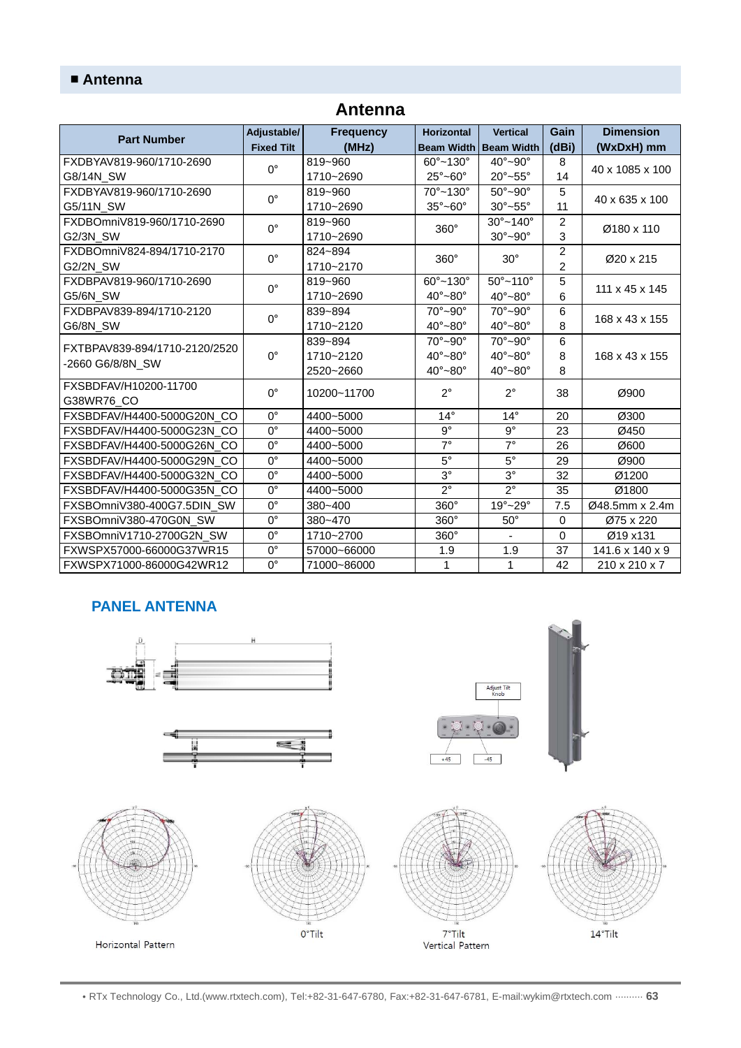## ■ Antenna

### Antenna

| Part Number | Adjustable/ Fixed Tilt | Frequency (MHz) | Horizontal Beam Width | Vertical Beam Width | Gain (dBi) | Dimension (WxDxH) mm |
|---|---|---|---|---|---|---|
| FXDBYAV819-960/1710-2690 G8/14N_SW | 0° | 819~960<br>1710~2690 | 60°~130°<br>25°~60° | 40°~90°<br>20°~55° | 8<br>14 | 40 x 1085 x 100 |
| FXDBYAV819-960/1710-2690 G5/11N_SW | 0° | 819~960<br>1710~2690 | 70°~130°<br>35°~60° | 50°~90°<br>30°~55° | 5<br>11 | 40 x 635 x 100 |
| FXDBOmniV819-960/1710-2690 G2/3N_SW | 0° | 819~960<br>1710~2690 | 360° | 30°~140°<br>30°~90° | 2<br>3 | Ø180 x 110 |
| FXDBOmniV824-894/1710-2170 G2/2N_SW | 0° | 824~894<br>1710~2170 | 360° | 30° | 2<br>2 | Ø20 x 215 |
| FXDBPAV819-960/1710-2690 G5/6N_SW | 0° | 819~960<br>1710~2690 | 60°~130°<br>40°~80° | 50°~110°<br>40°~80° | 5<br>6 | 111 x 45 x 145 |
| FXDBPAV839-894/1710-2120 G6/8N_SW | 0° | 839~894<br>1710~2120 | 70°~90°<br>40°~80° | 70°~90°<br>40°~80° | 6<br>8 | 168 x 43 x 155 |
| FXTBPAV839-894/1710-2120/2520-2660 G6/8/8N_SW | 0° | 839~894<br>1710~2120<br>2520~2660 | 70°~90°<br>40°~80°<br>40°~80° | 70°~90°<br>40°~80°<br>40°~80° | 6<br>8<br>8 | 168 x 43 x 155 |
| FXSBDFAV/H10200-11700 G38WR76_CO | 0° | 10200~11700 | 2° | 2° | 38 | Ø900 |
| FXSBDFAV/H4400-5000G20N_CO | 0° | 4400~5000 | 14° | 14° | 20 | Ø300 |
| FXSBDFAV/H4400-5000G23N_CO | 0° | 4400~5000 | 9° | 9° | 23 | Ø450 |
| FXSBDFAV/H4400-5000G26N_CO | 0° | 4400~5000 | 7° | 7° | 26 | Ø600 |
| FXSBDFAV/H4400-5000G29N_CO | 0° | 4400~5000 | 5° | 5° | 29 | Ø900 |
| FXSBDFAV/H4400-5000G32N_CO | 0° | 4400~5000 | 3° | 3° | 32 | Ø1200 |
| FXSBDFAV/H4400-5000G35N_CO | 0° | 4400~5000 | 2° | 2° | 35 | Ø1800 |
| FXSBOmniV380-400G7.5DIN_SW | 0° | 380~400 | 360° | 19°~29° | 7.5 | Ø48.5mm x 2.4m |
| FXSBOmniV380-470G0N_SW | 0° | 380~470 | 360° | 50° | 0 | Ø75 x 220 |
| FXSBOmniV1710-2700G2N_SW | 0° | 1710~2700 | 360° | - | 0 | Ø19 x131 |
| FXWSPX57000-66000G37WR15 | 0° | 57000~66000 | 1.9 | 1.9 | 37 | 141.6 x 140 x 9 |
| FXWSPX71000-86000G42WR12 | 0° | 71000~86000 | 1 | 1 | 42 | 210 x 210 x 7 |

### PANEL ANTENNA

Adjust Tilt Knob

+45 -45

Horizontal Pattern

0°Tilt

7°Tilt

Vertical Pattern

14°Tilt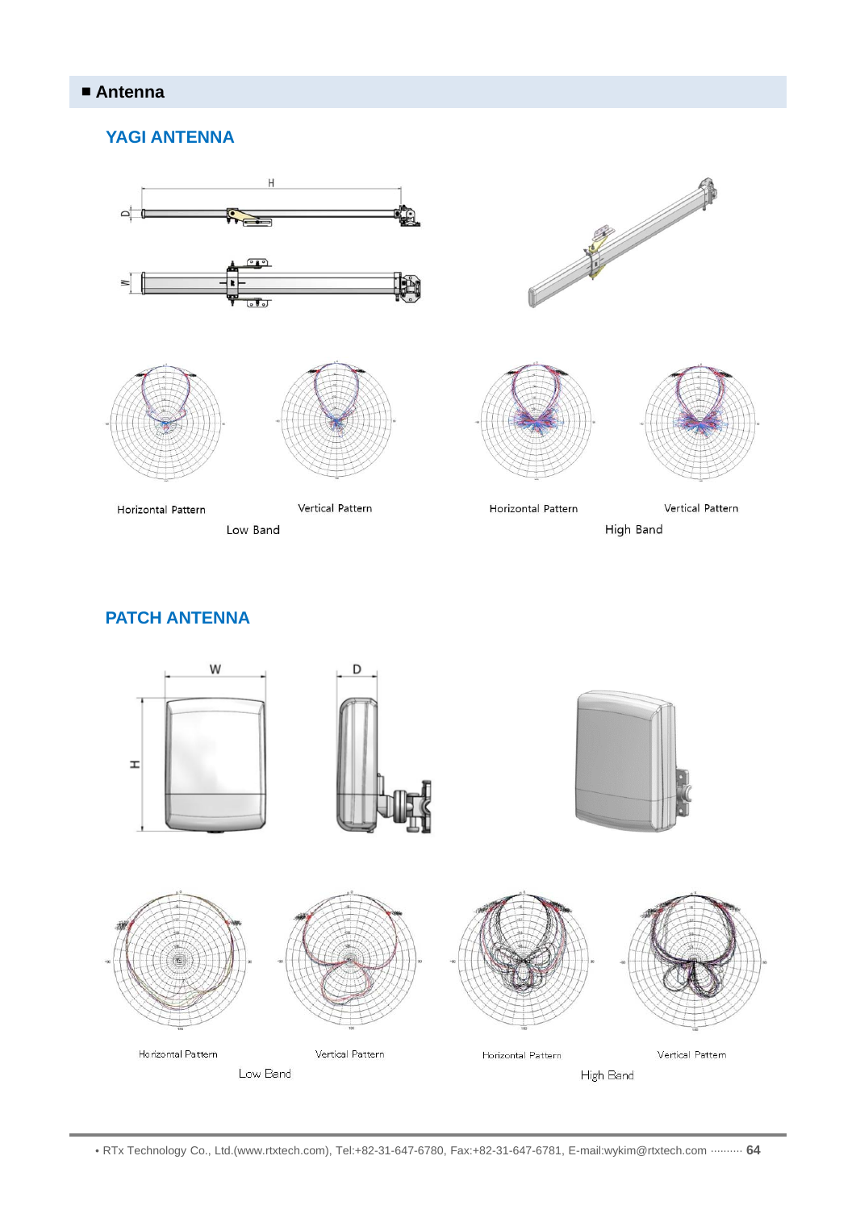## ■ Antenna

### YAGI ANTENNA

Horizontal Pattern

Vertical Pattern

Low Band

Horizontal Pattern

Vertical Pattern

High Band

### PATCH ANTENNA

Horizontal Pattern

Vertical Pattern

Low Band

Horizontal Pattern

Vertical Pattern

High Band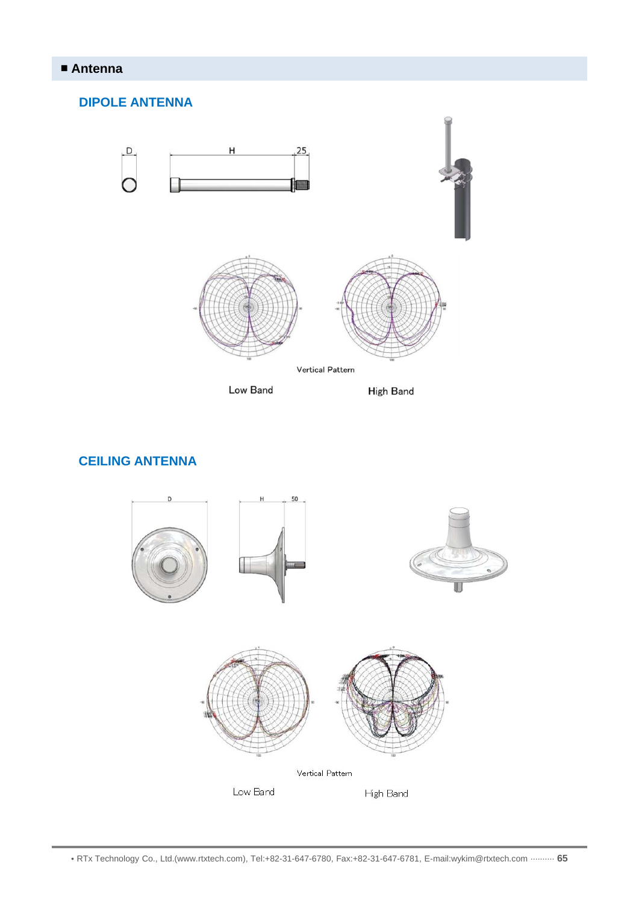## ■ Antenna

### DIPOLE ANTENNA

D

H

25

Vertical Pattern

Low Band

High Band

### CEILING ANTENNA

D

H

50

Vertical Pattern

Low Band

High Band